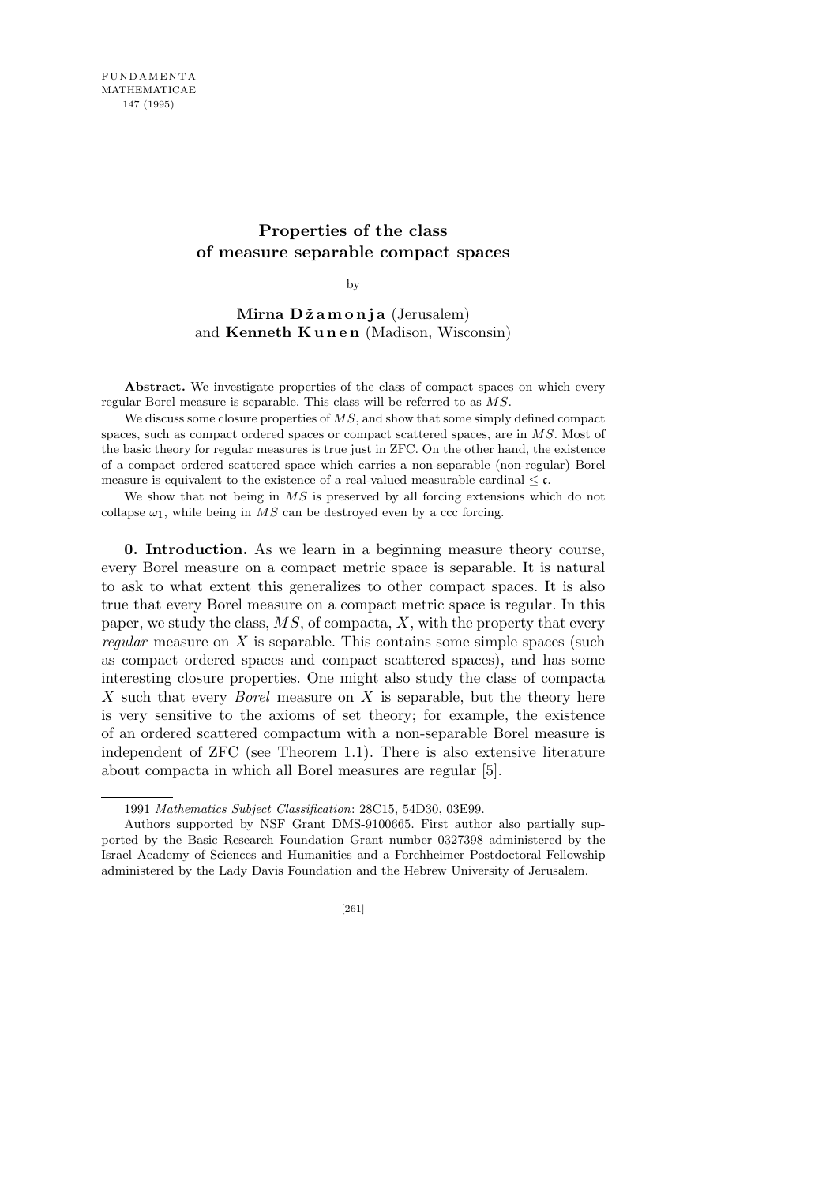# Properties of the class of measure separable compact spaces

by

**Mirna Džamonja** (Jerusalem) and **Kenneth Kunen** (Madison, Wisconsin)

**Abstract.** We investigate properties of the class of compact spaces on which every regular Borel measure is separable. This class will be referred to as $MS$.

We discuss some closure properties of $MS$, and show that some simply defined compact spaces, such as compact ordered spaces or compact scattered spaces, are in $MS$. Most of the basic theory for regular measures is true just in ZFC. On the other hand, the existence of a compact ordered scattered space which carries a non-separable (non-regular) Borel measure is equivalent to the existence of a real-valued measurable cardinal $\leq \mathfrak{c}$.

We show that not being in $MS$ is preserved by all forcing extensions which do not collapse $\omega_1$, while being in $MS$ can be destroyed even by a ccc forcing.

**0. Introduction.** As we learn in a beginning measure theory course, every Borel measure on a compact metric space is separable. It is natural to ask to what extent this generalizes to other compact spaces. It is also true that every Borel measure on a compact metric space is regular. In this paper, we study the class, $MS$, of compacta, $X$, with the property that every *regular* measure on $X$ is separable. This contains some simple spaces (such as compact ordered spaces and compact scattered spaces), and has some interesting closure properties. One might also study the class of compacta $X$ such that every *Borel* measure on $X$ is separable, but the theory here is very sensitive to the axioms of set theory; for example, the existence of an ordered scattered compactum with a non-separable Borel measure is independent of ZFC (see Theorem 1.1). There is also extensive literature about compacta in which all Borel measures are regular [5].

---

1991 *Mathematics Subject Classification*: 28C15, 54D30, 03E99.

Authors supported by NSF Grant DMS-9100665. First author also partially supported by the Basic Research Foundation Grant number 0327398 administered by the Israel Academy of Sciences and Humanities and a Forchheimer Postdoctoral Fellowship administered by the Lady Davis Foundation and the Hebrew University of Jerusalem.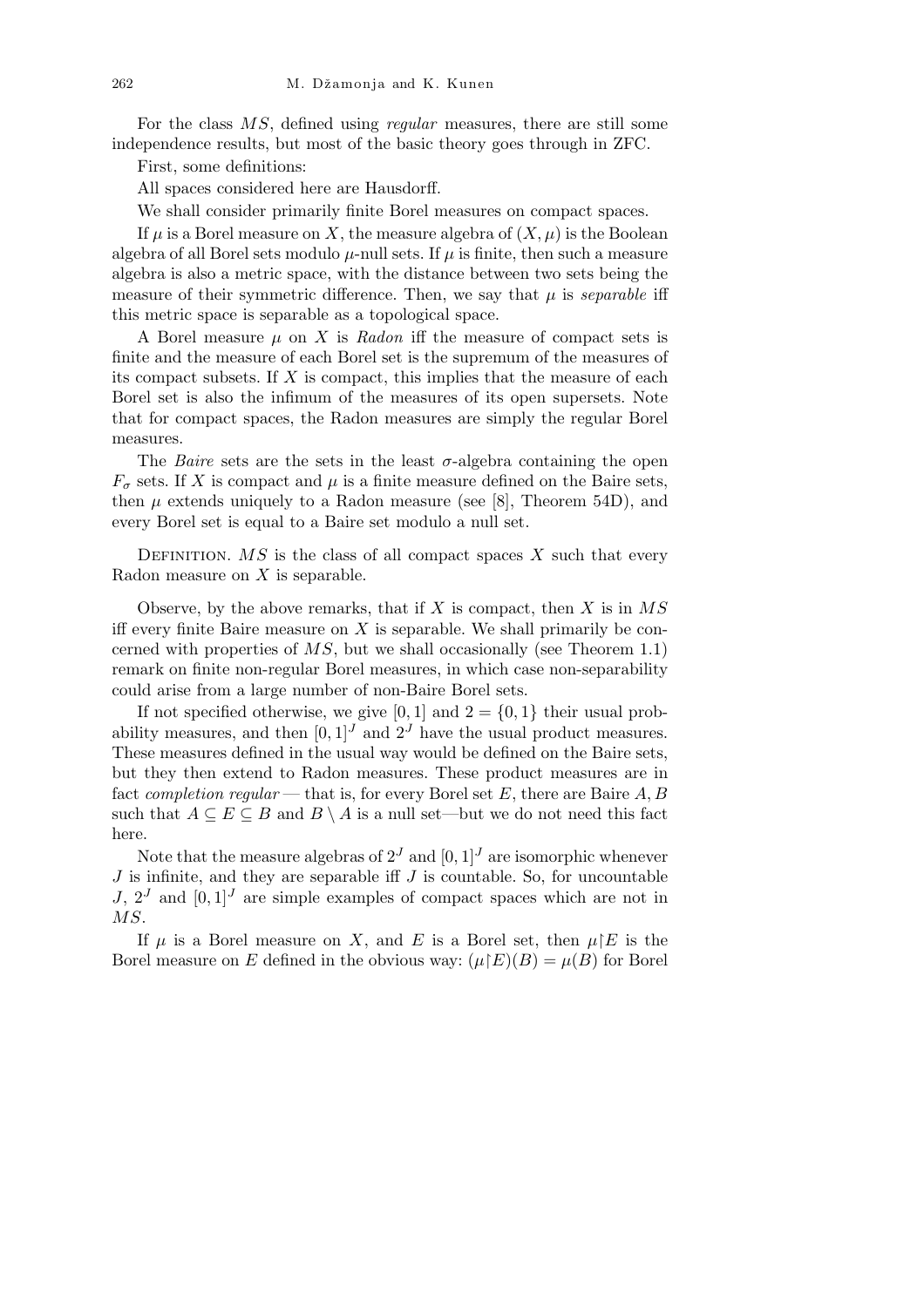For the class $MS$, defined using *regular* measures, there are still some independence results, but most of the basic theory goes through in ZFC.

First, some definitions:

All spaces considered here are Hausdorff.

We shall consider primarily finite Borel measures on compact spaces.

If $\mu$ is a Borel measure on $X$, the measure algebra of $(X, \mu)$ is the Boolean algebra of all Borel sets modulo $\mu$-null sets. If $\mu$ is finite, then such a measure algebra is also a metric space, with the distance between two sets being the measure of their symmetric difference. Then, we say that $\mu$ is *separable* iff this metric space is separable as a topological space.

A Borel measure $\mu$ on $X$ is *Radon* iff the measure of compact sets is finite and the measure of each Borel set is the supremum of the measures of its compact subsets. If $X$ is compact, this implies that the measure of each Borel set is also the infimum of the measures of its open supersets. Note that for compact spaces, the Radon measures are simply the regular Borel measures.

The *Baire* sets are the sets in the least $\sigma$-algebra containing the open $F_\sigma$ sets. If $X$ is compact and $\mu$ is a finite measure defined on the Baire sets, then $\mu$ extends uniquely to a Radon measure (see [8], Theorem 54D), and every Borel set is equal to a Baire set modulo a null set.

Definition. $MS$ is the class of all compact spaces $X$ such that every Radon measure on $X$ is separable.

Observe, by the above remarks, that if $X$ is compact, then $X$ is in $MS$ iff every finite Baire measure on $X$ is separable. We shall primarily be concerned with properties of $MS$, but we shall occasionally (see Theorem 1.1) remark on finite non-regular Borel measures, in which case non-separability could arise from a large number of non-Baire Borel sets.

If not specified otherwise, we give $[0, 1]$ and $2 = \{0, 1\}$ their usual probability measures, and then $[0, 1]^J$ and $2^J$ have the usual product measures. These measures defined in the usual way would be defined on the Baire sets, but they then extend to Radon measures. These product measures are in fact *completion regular* — that is, for every Borel set $E$, there are Baire $A, B$ such that $A \subseteq E \subseteq B$ and $B \setminus A$ is a null set—but we do not need this fact here.

Note that the measure algebras of $2^J$ and $[0, 1]^J$ are isomorphic whenever $J$ is infinite, and they are separable iff $J$ is countable. So, for uncountable $J$, $2^J$ and $[0, 1]^J$ are simple examples of compact spaces which are not in $MS$.

If $\mu$ is a Borel measure on $X$, and $E$ is a Borel set, then $\mu{\restriction}E$ is the Borel measure on $E$ defined in the obvious way: $(\mu{\restriction}E)(B) = \mu(B)$ for Borel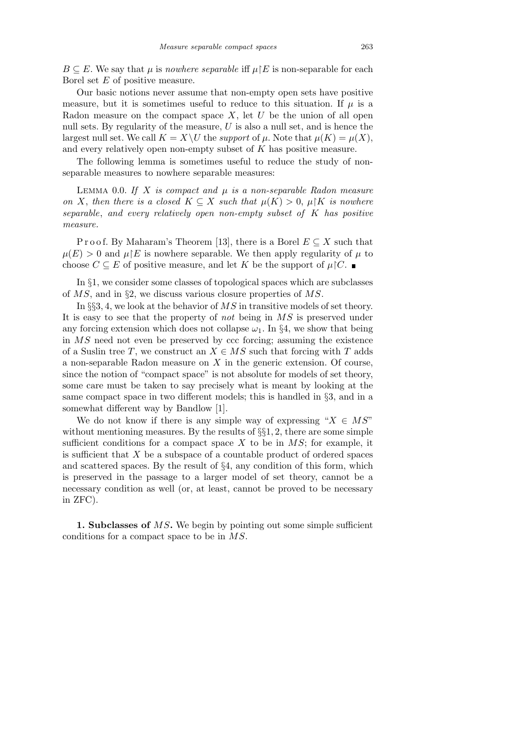$B \subseteq E$. We say that $\mu$ is *nowhere separable* iff $\mu\restriction E$ is non-separable for each Borel set $E$ of positive measure.

Our basic notions never assume that non-empty open sets have positive measure, but it is sometimes useful to reduce to this situation. If $\mu$ is a Radon measure on the compact space $X$, let $U$ be the union of all open null sets. By regularity of the measure, $U$ is also a null set, and is hence the largest null set. We call $K = X\backslash U$ the *support* of $\mu$. Note that $\mu(K) = \mu(X)$, and every relatively open non-empty subset of $K$ has positive measure.

The following lemma is sometimes useful to reduce the study of non-separable measures to nowhere separable measures:

LEMMA 0.0. *If $X$ is compact and $\mu$ is a non-separable Radon measure on $X$, then there is a closed $K \subseteq X$ such that $\mu(K) > 0$, $\mu\restriction K$ is nowhere separable, and every relatively open non-empty subset of $K$ has positive measure.*

Proof. By Maharam's Theorem [13], there is a Borel $E \subseteq X$ such that $\mu(E) > 0$ and $\mu\restriction E$ is nowhere separable. We then apply regularity of $\mu$ to choose $C \subseteq E$ of positive measure, and let $K$ be the support of $\mu\restriction C$. ∎

In §1, we consider some classes of topological spaces which are subclasses of $MS$, and in §2, we discuss various closure properties of $MS$.

In §§3, 4, we look at the behavior of $MS$ in transitive models of set theory. It is easy to see that the property of *not* being in $MS$ is preserved under any forcing extension which does not collapse $\omega_1$. In §4, we show that being in $MS$ need not even be preserved by ccc forcing; assuming the existence of a Suslin tree $T$, we construct an $X \in MS$ such that forcing with $T$ adds a non-separable Radon measure on $X$ in the generic extension. Of course, since the notion of "compact space" is not absolute for models of set theory, some care must be taken to say precisely what is meant by looking at the same compact space in two different models; this is handled in §3, and in a somewhat different way by Bandlow [1].

We do not know if there is any simple way of expressing "$X \in MS$" without mentioning measures. By the results of §§1, 2, there are some simple sufficient conditions for a compact space $X$ to be in $MS$; for example, it is sufficient that $X$ be a subspace of a countable product of ordered spaces and scattered spaces. By the result of §4, any condition of this form, which is preserved in the passage to a larger model of set theory, cannot be a necessary condition as well (or, at least, cannot be proved to be necessary in ZFC).

## 1. Subclasses of $MS$.

We begin by pointing out some simple sufficient conditions for a compact space to be in $MS$.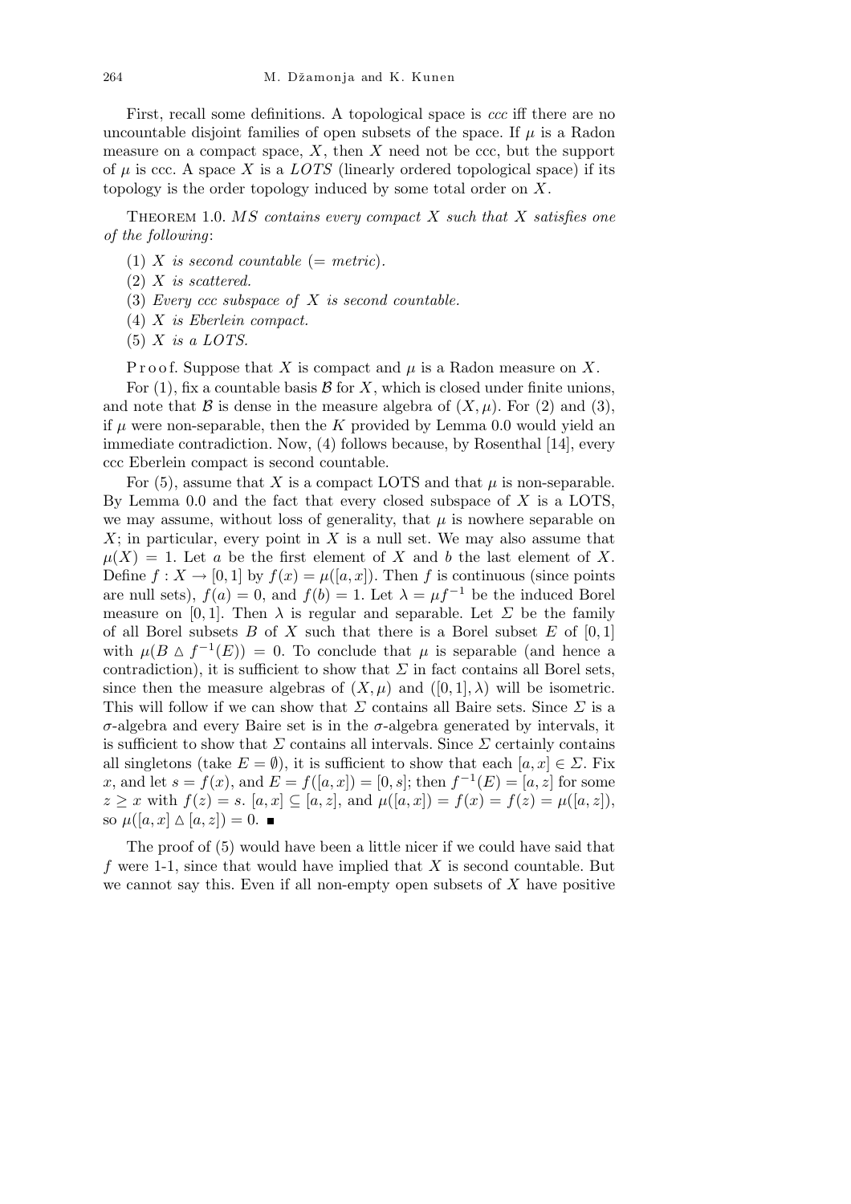First, recall some definitions. A topological space is *ccc* iff there are no uncountable disjoint families of open subsets of the space. If $\mu$ is a Radon measure on a compact space, $X$, then $X$ need not be ccc, but the support of $\mu$ is ccc. A space $X$ is a *LOTS* (linearly ordered topological space) if its topology is the order topology induced by some total order on $X$.

Theorem 1.0. *MS contains every compact $X$ such that $X$ satisfies one of the following*:

(1) *$X$ is second countable* (= *metric*).
(2) *$X$ is scattered.*
(3) *Every ccc subspace of $X$ is second countable.*
(4) *$X$ is Eberlein compact.*
(5) *$X$ is a LOTS.*

Proof. Suppose that $X$ is compact and $\mu$ is a Radon measure on $X$.

For (1), fix a countable basis $\mathcal{B}$ for $X$, which is closed under finite unions, and note that $\mathcal{B}$ is dense in the measure algebra of $(X, \mu)$. For (2) and (3), if $\mu$ were non-separable, then the $K$ provided by Lemma 0.0 would yield an immediate contradiction. Now, (4) follows because, by Rosenthal [14], every ccc Eberlein compact is second countable.

For (5), assume that $X$ is a compact LOTS and that $\mu$ is non-separable. By Lemma 0.0 and the fact that every closed subspace of $X$ is a LOTS, we may assume, without loss of generality, that $\mu$ is nowhere separable on $X$; in particular, every point in $X$ is a null set. We may also assume that $\mu(X) = 1$. Let $a$ be the first element of $X$ and $b$ the last element of $X$. Define $f : X \to [0,1]$ by $f(x) = \mu([a,x])$. Then $f$ is continuous (since points are null sets), $f(a) = 0$, and $f(b) = 1$. Let $\lambda = \mu f^{-1}$ be the induced Borel measure on $[0,1]$. Then $\lambda$ is regular and separable. Let $\Sigma$ be the family of all Borel subsets $B$ of $X$ such that there is a Borel subset $E$ of $[0,1]$ with $\mu(B \vartriangle f^{-1}(E)) = 0$. To conclude that $\mu$ is separable (and hence a contradiction), it is sufficient to show that $\Sigma$ in fact contains all Borel sets, since then the measure algebras of $(X, \mu)$ and $([0,1], \lambda)$ will be isometric. This will follow if we can show that $\Sigma$ contains all Baire sets. Since $\Sigma$ is a $\sigma$-algebra and every Baire set is in the $\sigma$-algebra generated by intervals, it is sufficient to show that $\Sigma$ contains all intervals. Since $\Sigma$ certainly contains all singletons (take $E = \emptyset$), it is sufficient to show that each $[a,x] \in \Sigma$. Fix $x$, and let $s = f(x)$, and $E = f([a,x]) = [0,s]$; then $f^{-1}(E) = [a,z]$ for some $z \geq x$ with $f(z) = s$. $[a,x] \subseteq [a,z]$, and $\mu([a,x]) = f(x) = f(z) = \mu([a,z])$, so $\mu([a,x] \vartriangle [a,z]) = 0$. ∎

The proof of (5) would have been a little nicer if we could have said that $f$ were 1-1, since that would have implied that $X$ is second countable. But we cannot say this. Even if all non-empty open subsets of $X$ have positive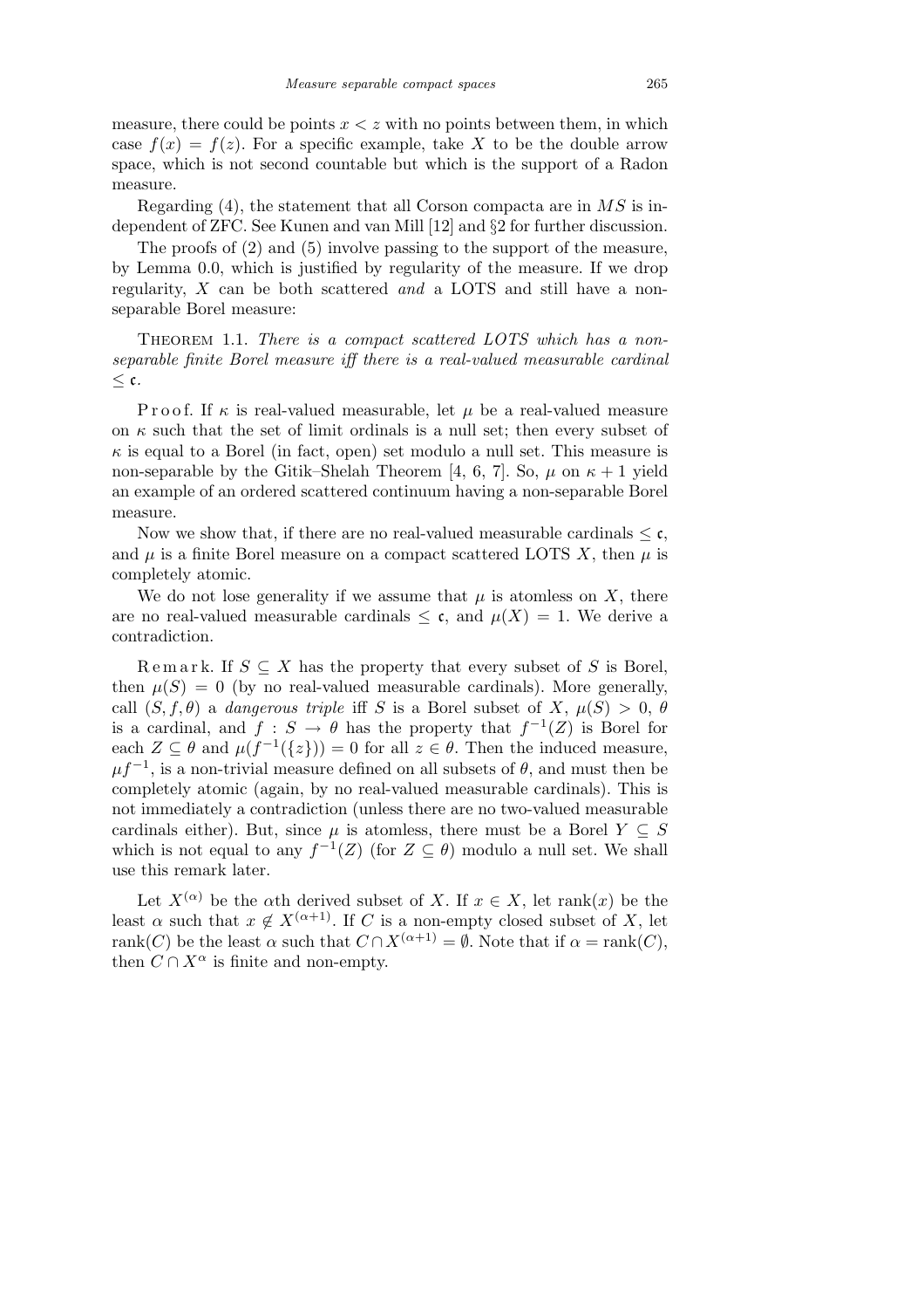measure, there could be points $x < z$ with no points between them, in which case $f(x) = f(z)$. For a specific example, take $X$ to be the double arrow space, which is not second countable but which is the support of a Radon measure.

Regarding (4), the statement that all Corson compacta are in $MS$ is independent of ZFC. See Kunen and van Mill [12] and §2 for further discussion.

The proofs of (2) and (5) involve passing to the support of the measure, by Lemma 0.0, which is justified by regularity of the measure. If we drop regularity, $X$ can be both scattered *and* a LOTS and still have a non-separable Borel measure:

Theorem 1.1. *There is a compact scattered LOTS which has a non-separable finite Borel measure iff there is a real-valued measurable cardinal* $\leq \mathfrak{c}$.

Proof. If $\kappa$ is real-valued measurable, let $\mu$ be a real-valued measure on $\kappa$ such that the set of limit ordinals is a null set; then every subset of $\kappa$ is equal to a Borel (in fact, open) set modulo a null set. This measure is non-separable by the Gitik–Shelah Theorem [4, 6, 7]. So, $\mu$ on $\kappa + 1$ yield an example of an ordered scattered continuum having a non-separable Borel measure.

Now we show that, if there are no real-valued measurable cardinals $\leq \mathfrak{c}$, and $\mu$ is a finite Borel measure on a compact scattered LOTS $X$, then $\mu$ is completely atomic.

We do not lose generality if we assume that $\mu$ is atomless on $X$, there are no real-valued measurable cardinals $\leq \mathfrak{c}$, and $\mu(X) = 1$. We derive a contradiction.

Remark. If $S \subseteq X$ has the property that every subset of $S$ is Borel, then $\mu(S) = 0$ (by no real-valued measurable cardinals). More generally, call $(S, f, \theta)$ a *dangerous triple* iff $S$ is a Borel subset of $X$, $\mu(S) > 0$, $\theta$ is a cardinal, and $f : S \to \theta$ has the property that $f^{-1}(Z)$ is Borel for each $Z \subseteq \theta$ and $\mu(f^{-1}(\{z\})) = 0$ for all $z \in \theta$. Then the induced measure, $\mu f^{-1}$, is a non-trivial measure defined on all subsets of $\theta$, and must then be completely atomic (again, by no real-valued measurable cardinals). This is not immediately a contradiction (unless there are no two-valued measurable cardinals either). But, since $\mu$ is atomless, there must be a Borel $Y \subseteq S$ which is not equal to any $f^{-1}(Z)$ (for $Z \subseteq \theta$) modulo a null set. We shall use this remark later.

Let $X^{(\alpha)}$ be the $\alpha$th derived subset of $X$. If $x \in X$, let $\operatorname{rank}(x)$ be the least $\alpha$ such that $x \notin X^{(\alpha+1)}$. If $C$ is a non-empty closed subset of $X$, let $\operatorname{rank}(C)$ be the least $\alpha$ such that $C \cap X^{(\alpha+1)} = \emptyset$. Note that if $\alpha = \operatorname{rank}(C)$, then $C \cap X^{\alpha}$ is finite and non-empty.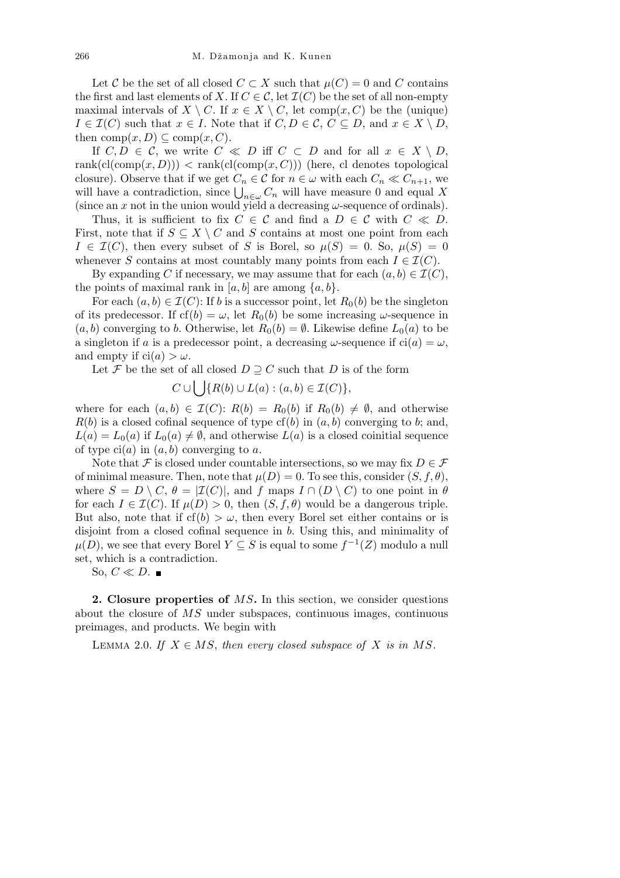Let $\mathcal{C}$ be the set of all closed $C \subset X$ such that $\mu(C) = 0$ and $C$ contains the first and last elements of $X$. If $C \in \mathcal{C}$, let $\mathcal{I}(C)$ be the set of all non-empty maximal intervals of $X \setminus C$. If $x \in X \setminus C$, let $\mathrm{comp}(x, C)$ be the (unique) $I \in \mathcal{I}(C)$ such that $x \in I$. Note that if $C, D \in \mathcal{C}$, $C \subseteq D$, and $x \in X \setminus D$, then $\mathrm{comp}(x, D) \subseteq \mathrm{comp}(x, C)$.

If $C, D \in \mathcal{C}$, we write $C \ll D$ iff $C \subset D$ and for all $x \in X \setminus D$, $\mathrm{rank}(\mathrm{cl}(\mathrm{comp}(x, D))) < \mathrm{rank}(\mathrm{cl}(\mathrm{comp}(x, C)))$ (here, cl denotes topological closure). Observe that if we get $C_n \in \mathcal{C}$ for $n \in \omega$ with each $C_n \ll C_{n+1}$, we will have a contradiction, since $\bigcup_{n \in \omega} C_n$ will have measure 0 and equal $X$ (since an $x$ not in the union would yield a decreasing $\omega$-sequence of ordinals).

Thus, it is sufficient to fix $C \in \mathcal{C}$ and find a $D \in \mathcal{C}$ with $C \ll D$. First, note that if $S \subseteq X \setminus C$ and $S$ contains at most one point from each $I \in \mathcal{I}(C)$, then every subset of $S$ is Borel, so $\mu(S) = 0$. So, $\mu(S) = 0$ whenever $S$ contains at most countably many points from each $I \in \mathcal{I}(C)$.

By expanding $C$ if necessary, we may assume that for each $(a, b) \in \mathcal{I}(C)$, the points of maximal rank in $[a, b]$ are among $\{a, b\}$.

For each $(a, b) \in \mathcal{I}(C)$: If $b$ is a successor point, let $R_0(b)$ be the singleton of its predecessor. If $\mathrm{cf}(b) = \omega$, let $R_0(b)$ be some increasing $\omega$-sequence in $(a, b)$ converging to $b$. Otherwise, let $R_0(b) = \emptyset$. Likewise define $L_0(a)$ to be a singleton if $a$ is a predecessor point, a decreasing $\omega$-sequence if $\mathrm{ci}(a) = \omega$, and empty if $\mathrm{ci}(a) > \omega$.

Let $\mathcal{F}$ be the set of all closed $D \supseteq C$ such that $D$ is of the form

$$C \cup \bigcup \{R(b) \cup L(a) : (a, b) \in \mathcal{I}(C)\},$$

where for each $(a, b) \in \mathcal{I}(C)$: $R(b) = R_0(b)$ if $R_0(b) \neq \emptyset$, and otherwise $R(b)$ is a closed cofinal sequence of type $\mathrm{cf}(b)$ in $(a, b)$ converging to $b$; and, $L(a) = L_0(a)$ if $L_0(a) \neq \emptyset$, and otherwise $L(a)$ is a closed coinitial sequence of type $\mathrm{ci}(a)$ in $(a, b)$ converging to $a$.

Note that $\mathcal{F}$ is closed under countable intersections, so we may fix $D \in \mathcal{F}$ of minimal measure. Then, note that $\mu(D) = 0$. To see this, consider $(S, f, \theta)$, where $S = D \setminus C$, $\theta = |\mathcal{I}(C)|$, and $f$ maps $I \cap (D \setminus C)$ to one point in $\theta$ for each $I \in \mathcal{I}(C)$. If $\mu(D) > 0$, then $(S, f, \theta)$ would be a dangerous triple. But also, note that if $\mathrm{cf}(b) > \omega$, then every Borel set either contains or is disjoint from a closed cofinal sequence in $b$. Using this, and minimality of $\mu(D)$, we see that every Borel $Y \subseteq S$ is equal to some $f^{-1}(Z)$ modulo a null set, which is a contradiction.

So, $C \ll D$. ∎

**2. Closure properties of $MS$.** In this section, we consider questions about the closure of $MS$ under subspaces, continuous images, continuous preimages, and products. We begin with

LEMMA 2.0. *If $X \in MS$, then every closed subspace of $X$ is in $MS$.*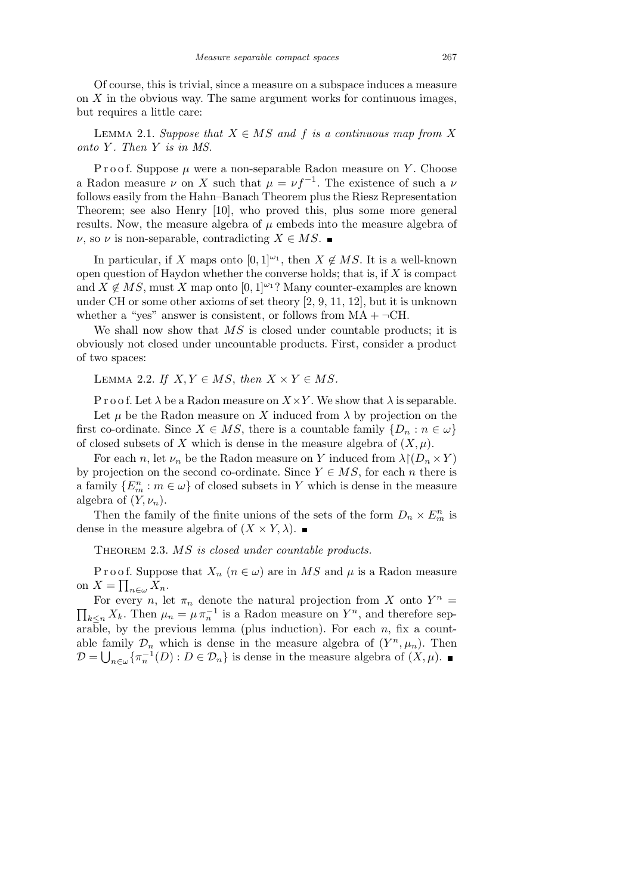Of course, this is trivial, since a measure on a subspace induces a measure on $X$ in the obvious way. The same argument works for continuous images, but requires a little care:

Lemma 2.1. *Suppose that $X \in MS$ and $f$ is a continuous map from $X$ onto $Y$. Then $Y$ is in MS.*

Proof. Suppose $\mu$ were a non-separable Radon measure on $Y$. Choose a Radon measure $\nu$ on $X$ such that $\mu = \nu f^{-1}$. The existence of such a $\nu$ follows easily from the Hahn–Banach Theorem plus the Riesz Representation Theorem; see also Henry [10], who proved this, plus some more general results. Now, the measure algebra of $\mu$ embeds into the measure algebra of $\nu$, so $\nu$ is non-separable, contradicting $X \in MS$. ∎

In particular, if $X$ maps onto $[0,1]^{\omega_1}$, then $X \notin MS$. It is a well-known open question of Haydon whether the converse holds; that is, if $X$ is compact and $X \notin MS$, must $X$ map onto $[0,1]^{\omega_1}$? Many counter-examples are known under CH or some other axioms of set theory [2, 9, 11, 12], but it is unknown whether a "yes" answer is consistent, or follows from MA + ¬CH.

We shall now show that $MS$ is closed under countable products; it is obviously not closed under uncountable products. First, consider a product of two spaces:

Lemma 2.2. *If $X, Y \in MS$, then $X \times Y \in MS$.*

Proof. Let $\lambda$ be a Radon measure on $X \times Y$. We show that $\lambda$ is separable.

Let $\mu$ be the Radon measure on $X$ induced from $\lambda$ by projection on the first co-ordinate. Since $X \in MS$, there is a countable family $\{D_n : n \in \omega\}$ of closed subsets of $X$ which is dense in the measure algebra of $(X, \mu)$.

For each $n$, let $\nu_n$ be the Radon measure on $Y$ induced from $\lambda \restriction (D_n \times Y)$ by projection on the second co-ordinate. Since $Y \in MS$, for each $n$ there is a family $\{E^n_m : m \in \omega\}$ of closed subsets in $Y$ which is dense in the measure algebra of $(Y, \nu_n)$.

Then the family of the finite unions of the sets of the form $D_n \times E^n_m$ is dense in the measure algebra of $(X \times Y, \lambda)$. ∎

Theorem 2.3. *MS is closed under countable products.*

Proof. Suppose that $X_n$ $(n \in \omega)$ are in $MS$ and $\mu$ is a Radon measure on $X = \prod_{n\in\omega} X_n$.

For every $n$, let $\pi_n$ denote the natural projection from $X$ onto $Y^n = \prod_{k \le n} X_k$. Then $\mu_n = \mu\, \pi_n^{-1}$ is a Radon measure on $Y^n$, and therefore separable, by the previous lemma (plus induction). For each $n$, fix a countable family $\mathcal{D}_n$ which is dense in the measure algebra of $(Y^n, \mu_n)$. Then $\mathcal{D} = \bigcup_{n\in\omega} \{\pi_n^{-1}(D) : D \in \mathcal{D}_n\}$ is dense in the measure algebra of $(X, \mu)$. ∎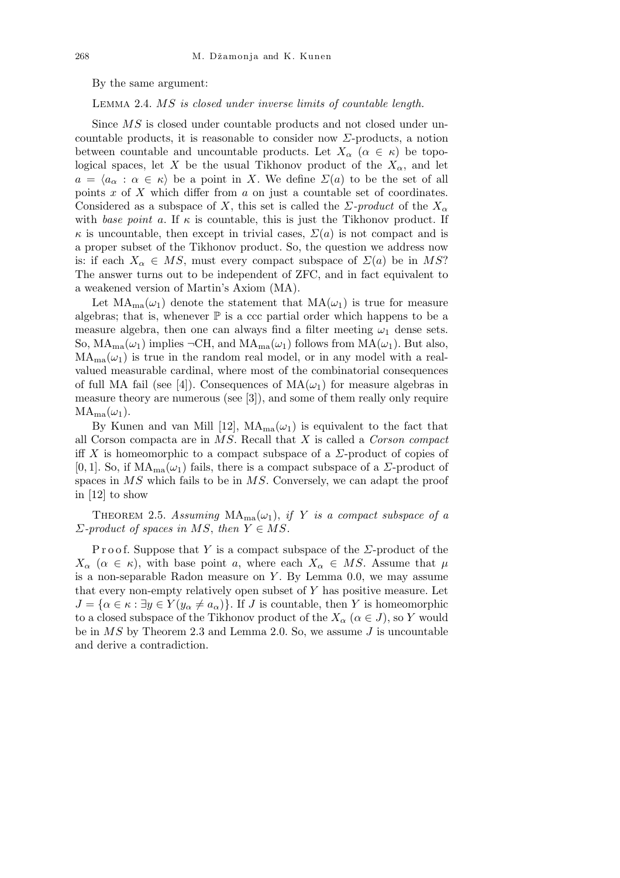By the same argument:

Lemma 2.4. *$MS$ is closed under inverse limits of countable length.*

Since $MS$ is closed under countable products and not closed under uncountable products, it is reasonable to consider now $\Sigma$-products, a notion between countable and uncountable products. Let $X_\alpha$ ($\alpha \in \kappa$) be topological spaces, let $X$ be the usual Tikhonov product of the $X_\alpha$, and let $a = \langle a_\alpha : \alpha \in \kappa \rangle$ be a point in $X$. We define $\Sigma(a)$ to be the set of all points $x$ of $X$ which differ from $a$ on just a countable set of coordinates. Considered as a subspace of $X$, this set is called the *$\Sigma$-product* of the $X_\alpha$ with *base point* $a$. If $\kappa$ is countable, this is just the Tikhonov product. If $\kappa$ is uncountable, then except in trivial cases, $\Sigma(a)$ is not compact and is a proper subset of the Tikhonov product. So, the question we address now is: if each $X_\alpha \in MS$, must every compact subspace of $\Sigma(a)$ be in $MS$? The answer turns out to be independent of ZFC, and in fact equivalent to a weakened version of Martin's Axiom (MA).

Let $\mathrm{MA}_{\mathrm{ma}}(\omega_1)$ denote the statement that $\mathrm{MA}(\omega_1)$ is true for measure algebras; that is, whenever $\mathbb{P}$ is a ccc partial order which happens to be a measure algebra, then one can always find a filter meeting $\omega_1$ dense sets. So, $\mathrm{MA}_{\mathrm{ma}}(\omega_1)$ implies $\neg$CH, and $\mathrm{MA}_{\mathrm{ma}}(\omega_1)$ follows from $\mathrm{MA}(\omega_1)$. But also, $\mathrm{MA}_{\mathrm{ma}}(\omega_1)$ is true in the random real model, or in any model with a real-valued measurable cardinal, where most of the combinatorial consequences of full MA fail (see [4]). Consequences of $\mathrm{MA}(\omega_1)$ for measure algebras in measure theory are numerous (see [3]), and some of them really only require $\mathrm{MA}_{\mathrm{ma}}(\omega_1)$.

By Kunen and van Mill [12], $\mathrm{MA}_{\mathrm{ma}}(\omega_1)$ is equivalent to the fact that all Corson compacta are in $MS$. Recall that $X$ is called a *Corson compact* iff $X$ is homeomorphic to a compact subspace of a $\Sigma$-product of copies of $[0, 1]$. So, if $\mathrm{MA}_{\mathrm{ma}}(\omega_1)$ fails, there is a compact subspace of a $\Sigma$-product of spaces in $MS$ which fails to be in $MS$. Conversely, we can adapt the proof in [12] to show

Theorem 2.5. *Assuming* $\mathrm{MA}_{\mathrm{ma}}(\omega_1)$, *if $Y$ is a compact subspace of a $\Sigma$-product of spaces in $MS$, then $Y \in MS$.*

Proof. Suppose that $Y$ is a compact subspace of the $\Sigma$-product of the $X_\alpha$ ($\alpha \in \kappa$), with base point $a$, where each $X_\alpha \in MS$. Assume that $\mu$ is a non-separable Radon measure on $Y$. By Lemma 0.0, we may assume that every non-empty relatively open subset of $Y$ has positive measure. Let $J = \{\alpha \in \kappa : \exists y \in Y (y_\alpha \neq a_\alpha)\}$. If $J$ is countable, then $Y$ is homeomorphic to a closed subspace of the Tikhonov product of the $X_\alpha$ ($\alpha \in J$), so $Y$ would be in $MS$ by Theorem 2.3 and Lemma 2.0. So, we assume $J$ is uncountable and derive a contradiction.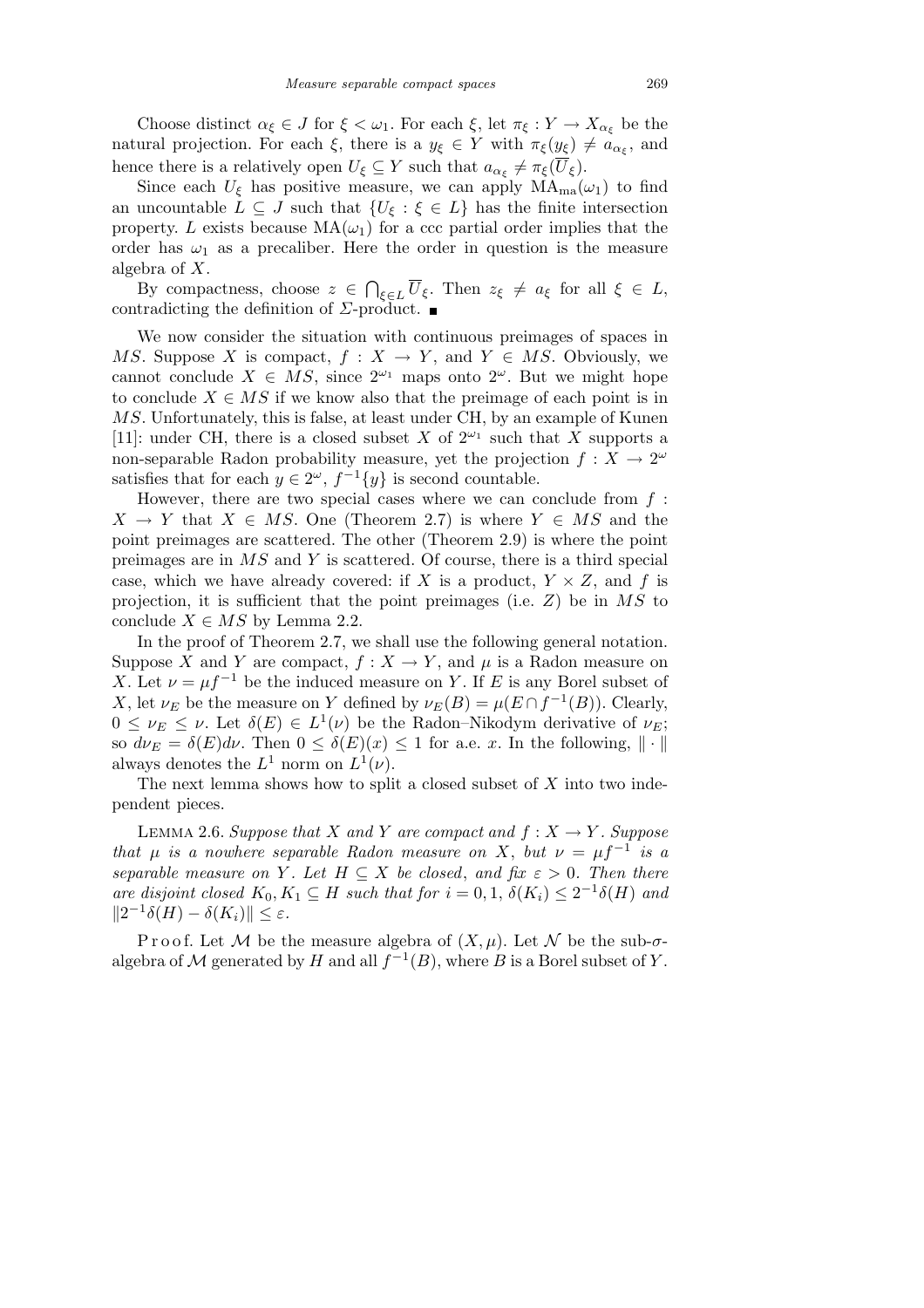Choose distinct $\alpha_\xi \in J$ for $\xi < \omega_1$. For each $\xi$, let $\pi_\xi : Y \to X_{\alpha_\xi}$ be the natural projection. For each $\xi$, there is a $y_\xi \in Y$ with $\pi_\xi(y_\xi) \neq a_{\alpha_\xi}$, and hence there is a relatively open $U_\xi \subseteq Y$ such that $a_{\alpha_\xi} \neq \pi_\xi(\overline{U}_\xi)$.

Since each $U_\xi$ has positive measure, we can apply $\mathrm{MA}_{\mathrm{ma}}(\omega_1)$ to find an uncountable $L \subseteq J$ such that $\{U_\xi : \xi \in L\}$ has the finite intersection property. $L$ exists because $\mathrm{MA}(\omega_1)$ for a ccc partial order implies that the order has $\omega_1$ as a precaliber. Here the order in question is the measure algebra of $X$.

By compactness, choose $z \in \bigcap_{\xi \in L} \overline{U}_\xi$. Then $z_\xi \neq a_\xi$ for all $\xi \in L$, contradicting the definition of $\Sigma$-product. ■

We now consider the situation with continuous preimages of spaces in $MS$. Suppose $X$ is compact, $f : X \to Y$, and $Y \in MS$. Obviously, we cannot conclude $X \in MS$, since $2^{\omega_1}$ maps onto $2^\omega$. But we might hope to conclude $X \in MS$ if we know also that the preimage of each point is in $MS$. Unfortunately, this is false, at least under CH, by an example of Kunen [11]: under CH, there is a closed subset $X$ of $2^{\omega_1}$ such that $X$ supports a non-separable Radon probability measure, yet the projection $f : X \to 2^\omega$ satisfies that for each $y \in 2^\omega$, $f^{-1}\{y\}$ is second countable.

However, there are two special cases where we can conclude from $f : X \to Y$ that $X \in MS$. One (Theorem 2.7) is where $Y \in MS$ and the point preimages are scattered. The other (Theorem 2.9) is where the point preimages are in $MS$ and $Y$ is scattered. Of course, there is a third special case, which we have already covered: if $X$ is a product, $Y \times Z$, and $f$ is projection, it is sufficient that the point preimages (i.e. $Z$) be in $MS$ to conclude $X \in MS$ by Lemma 2.2.

In the proof of Theorem 2.7, we shall use the following general notation. Suppose $X$ and $Y$ are compact, $f : X \to Y$, and $\mu$ is a Radon measure on $X$. Let $\nu = \mu f^{-1}$ be the induced measure on $Y$. If $E$ is any Borel subset of $X$, let $\nu_E$ be the measure on $Y$ defined by $\nu_E(B) = \mu(E \cap f^{-1}(B))$. Clearly, $0 \leq \nu_E \leq \nu$. Let $\delta(E) \in L^1(\nu)$ be the Radon–Nikodym derivative of $\nu_E$; so $d\nu_E = \delta(E)d\nu$. Then $0 \leq \delta(E)(x) \leq 1$ for a.e. $x$. In the following, $\|\cdot\|$ always denotes the $L^1$ norm on $L^1(\nu)$.

The next lemma shows how to split a closed subset of $X$ into two independent pieces.

LEMMA 2.6. *Suppose that $X$ and $Y$ are compact and $f : X \to Y$. Suppose that $\mu$ is a nowhere separable Radon measure on $X$, but $\nu = \mu f^{-1}$ is a separable measure on $Y$. Let $H \subseteq X$ be closed, and fix $\varepsilon > 0$. Then there are disjoint closed $K_0, K_1 \subseteq H$ such that for $i = 0, 1$, $\delta(K_i) \leq 2^{-1}\delta(H)$ and $\|2^{-1}\delta(H) - \delta(K_i)\| \leq \varepsilon$.*

Proof. Let $\mathcal{M}$ be the measure algebra of $(X, \mu)$. Let $\mathcal{N}$ be the sub-$\sigma$-algebra of $\mathcal{M}$ generated by $H$ and all $f^{-1}(B)$, where $B$ is a Borel subset of $Y$.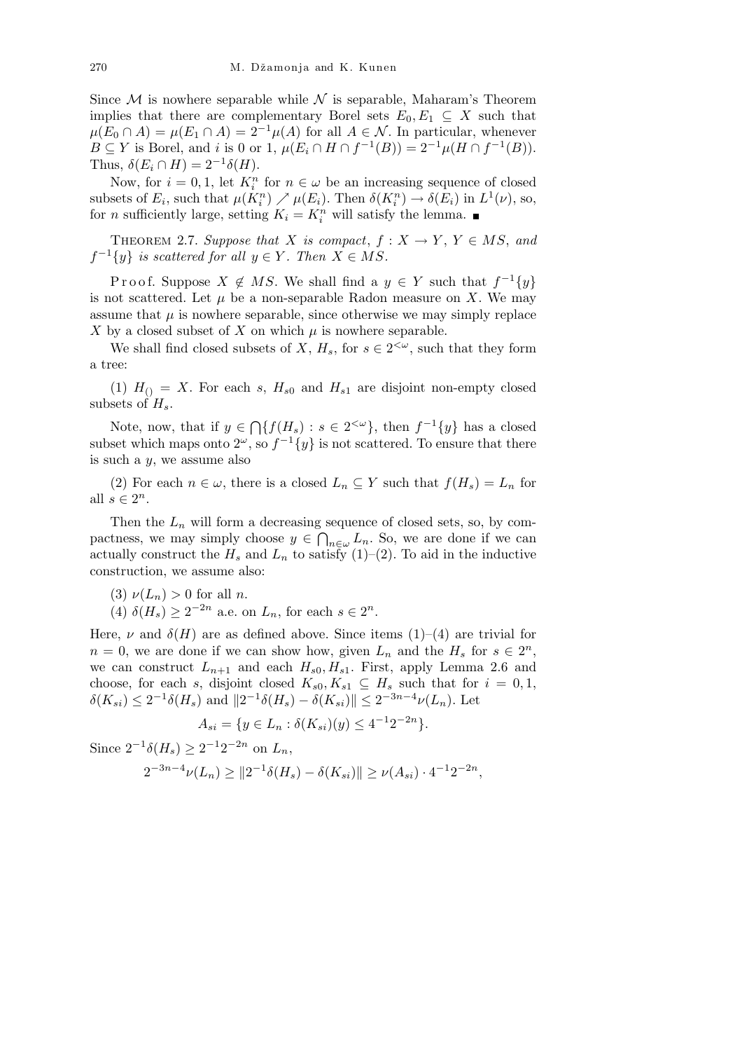Since $\mathcal{M}$ is nowhere separable while $\mathcal{N}$ is separable, Maharam's Theorem implies that there are complementary Borel sets $E_0, E_1 \subseteq X$ such that $\mu(E_0 \cap A) = \mu(E_1 \cap A) = 2^{-1}\mu(A)$ for all $A \in \mathcal{N}$. In particular, whenever $B \subseteq Y$ is Borel, and $i$ is 0 or 1, $\mu(E_i \cap H \cap f^{-1}(B)) = 2^{-1}\mu(H \cap f^{-1}(B))$. Thus, $\delta(E_i \cap H) = 2^{-1}\delta(H)$.

Now, for $i = 0, 1$, let $K_i^n$ for $n \in \omega$ be an increasing sequence of closed subsets of $E_i$, such that $\mu(K_i^n) \nearrow \mu(E_i)$. Then $\delta(K_i^n) \to \delta(E_i)$ in $L^1(\nu)$, so, for $n$ sufficiently large, setting $K_i = K_i^n$ will satisfy the lemma. ∎

**Theorem 2.7.** *Suppose that $X$ is compact, $f : X \to Y$, $Y \in MS$, and $f^{-1}\{y\}$ is scattered for all $y \in Y$. Then $X \in MS$.*

*Proof.* Suppose $X \notin MS$. We shall find a $y \in Y$ such that $f^{-1}\{y\}$ is not scattered. Let $\mu$ be a non-separable Radon measure on $X$. We may assume that $\mu$ is nowhere separable, since otherwise we may simply replace $X$ by a closed subset of $X$ on which $\mu$ is nowhere separable.

We shall find closed subsets of $X$, $H_s$, for $s \in 2^{<\omega}$, such that they form a tree:

(1) $H_{()} = X$. For each $s$, $H_{s0}$ and $H_{s1}$ are disjoint non-empty closed subsets of $H_s$.

Note, now, that if $y \in \bigcap\{f(H_s) : s \in 2^{<\omega}\}$, then $f^{-1}\{y\}$ has a closed subset which maps onto $2^\omega$, so $f^{-1}\{y\}$ is not scattered. To ensure that there is such a $y$, we assume also

(2) For each $n \in \omega$, there is a closed $L_n \subseteq Y$ such that $f(H_s) = L_n$ for all $s \in 2^n$.

Then the $L_n$ will form a decreasing sequence of closed sets, so, by compactness, we may simply choose $y \in \bigcap_{n\in\omega} L_n$. So, we are done if we can actually construct the $H_s$ and $L_n$ to satisfy (1)–(2). To aid in the inductive construction, we assume also:

(3) $\nu(L_n) > 0$ for all $n$.

(4) $\delta(H_s) \geq 2^{-2n}$ a.e. on $L_n$, for each $s \in 2^n$.

Here, $\nu$ and $\delta(H)$ are as defined above. Since items (1)–(4) are trivial for $n = 0$, we are done if we can show how, given $L_n$ and the $H_s$ for $s \in 2^n$, we can construct $L_{n+1}$ and each $H_{s0}, H_{s1}$. First, apply Lemma 2.6 and choose, for each $s$, disjoint closed $K_{s0}, K_{s1} \subseteq H_s$ such that for $i = 0, 1$, $\delta(K_{si}) \leq 2^{-1}\delta(H_s)$ and $\|2^{-1}\delta(H_s) - \delta(K_{si})\| \leq 2^{-3n-4}\nu(L_n)$. Let

$$A_{si} = \{y \in L_n : \delta(K_{si})(y) \leq 4^{-1}2^{-2n}\}.$$

Since $2^{-1}\delta(H_s) \geq 2^{-1}2^{-2n}$ on $L_n$,

$$2^{-3n-4}\nu(L_n) \geq \|2^{-1}\delta(H_s) - \delta(K_{si})\| \geq \nu(A_{si}) \cdot 4^{-1}2^{-2n},$$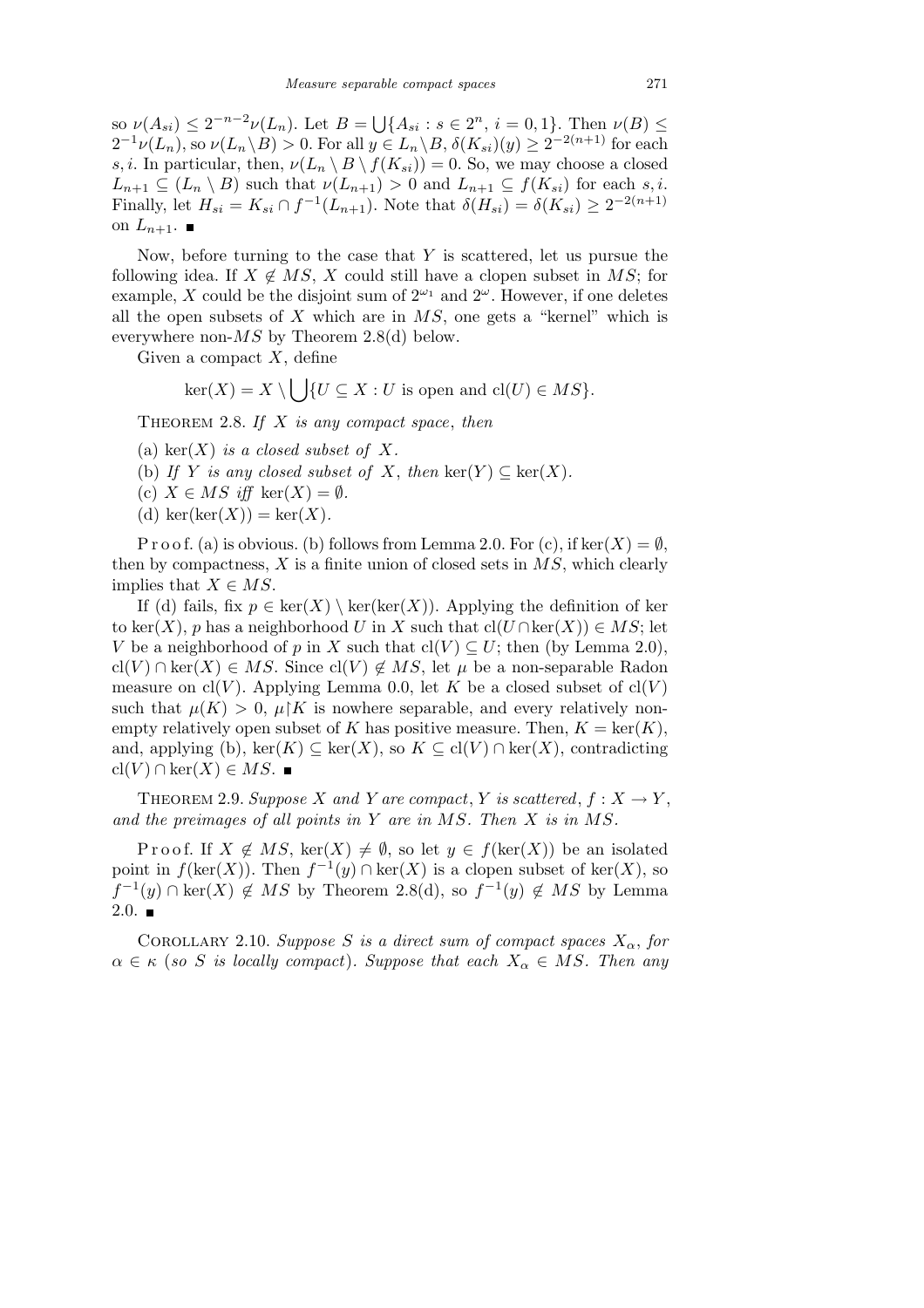so $\nu(A_{si}) \leq 2^{-n-2}\nu(L_n)$. Let $B = \bigcup\{A_{si} : s \in 2^n,\ i = 0, 1\}$. Then $\nu(B) \leq 2^{-1}\nu(L_n)$, so $\nu(L_n \setminus B) > 0$. For all $y \in L_n \setminus B$, $\delta(K_{si})(y) \geq 2^{-2(n+1)}$ for each $s, i$. In particular, then, $\nu(L_n \setminus B \setminus f(K_{si})) = 0$. So, we may choose a closed $L_{n+1} \subseteq (L_n \setminus B)$ such that $\nu(L_{n+1}) > 0$ and $L_{n+1} \subseteq f(K_{si})$ for each $s, i$. Finally, let $H_{si} = K_{si} \cap f^{-1}(L_{n+1})$. Note that $\delta(H_{si}) = \delta(K_{si}) \geq 2^{-2(n+1)}$ on $L_{n+1}$. ∎

Now, before turning to the case that $Y$ is scattered, let us pursue the following idea. If $X \notin MS$, $X$ could still have a clopen subset in $MS$; for example, $X$ could be the disjoint sum of $2^{\omega_1}$ and $2^{\omega}$. However, if one deletes all the open subsets of $X$ which are in $MS$, one gets a "kernel" which is everywhere non-$MS$ by Theorem 2.8(d) below.

Given a compact $X$, define

$$\ker(X) = X \setminus \bigcup\{U \subseteq X : U \text{ is open and } \mathrm{cl}(U) \in MS\}.$$

Theorem 2.8. *If $X$ is any compact space, then*

(a) *$\ker(X)$ is a closed subset of $X$.*

(b) *If $Y$ is any closed subset of $X$, then $\ker(Y) \subseteq \ker(X)$.*

(c) *$X \in MS$ iff $\ker(X) = \emptyset$.*

(d) *$\ker(\ker(X)) = \ker(X)$.*

Proof. (a) is obvious. (b) follows from Lemma 2.0. For (c), if $\ker(X) = \emptyset$, then by compactness, $X$ is a finite union of closed sets in $MS$, which clearly implies that $X \in MS$.

If (d) fails, fix $p \in \ker(X) \setminus \ker(\ker(X))$. Applying the definition of ker to $\ker(X)$, $p$ has a neighborhood $U$ in $X$ such that $\mathrm{cl}(U \cap \ker(X)) \in MS$; let $V$ be a neighborhood of $p$ in $X$ such that $\mathrm{cl}(V) \subseteq U$; then (by Lemma 2.0), $\mathrm{cl}(V) \cap \ker(X) \in MS$. Since $\mathrm{cl}(V) \notin MS$, let $\mu$ be a non-separable Radon measure on $\mathrm{cl}(V)$. Applying Lemma 0.0, let $K$ be a closed subset of $\mathrm{cl}(V)$ such that $\mu(K) > 0$, $\mu{\restriction}K$ is nowhere separable, and every relatively nonempty relatively open subset of $K$ has positive measure. Then, $K = \ker(K)$, and, applying (b), $\ker(K) \subseteq \ker(X)$, so $K \subseteq \mathrm{cl}(V) \cap \ker(X)$, contradicting $\mathrm{cl}(V) \cap \ker(X) \in MS$. ∎

Theorem 2.9. *Suppose $X$ and $Y$ are compact, $Y$ is scattered, $f : X \to Y$, and the preimages of all points in $Y$ are in $MS$. Then $X$ is in $MS$.*

Proof. If $X \notin MS$, $\ker(X) \neq \emptyset$, so let $y \in f(\ker(X))$ be an isolated point in $f(\ker(X))$. Then $f^{-1}(y) \cap \ker(X)$ is a clopen subset of $\ker(X)$, so $f^{-1}(y) \cap \ker(X) \notin MS$ by Theorem 2.8(d), so $f^{-1}(y) \notin MS$ by Lemma 2.0. ∎

Corollary 2.10. *Suppose $S$ is a direct sum of compact spaces $X_\alpha$, for $\alpha \in \kappa$ (so $S$ is locally compact). Suppose that each $X_\alpha \in MS$. Then any*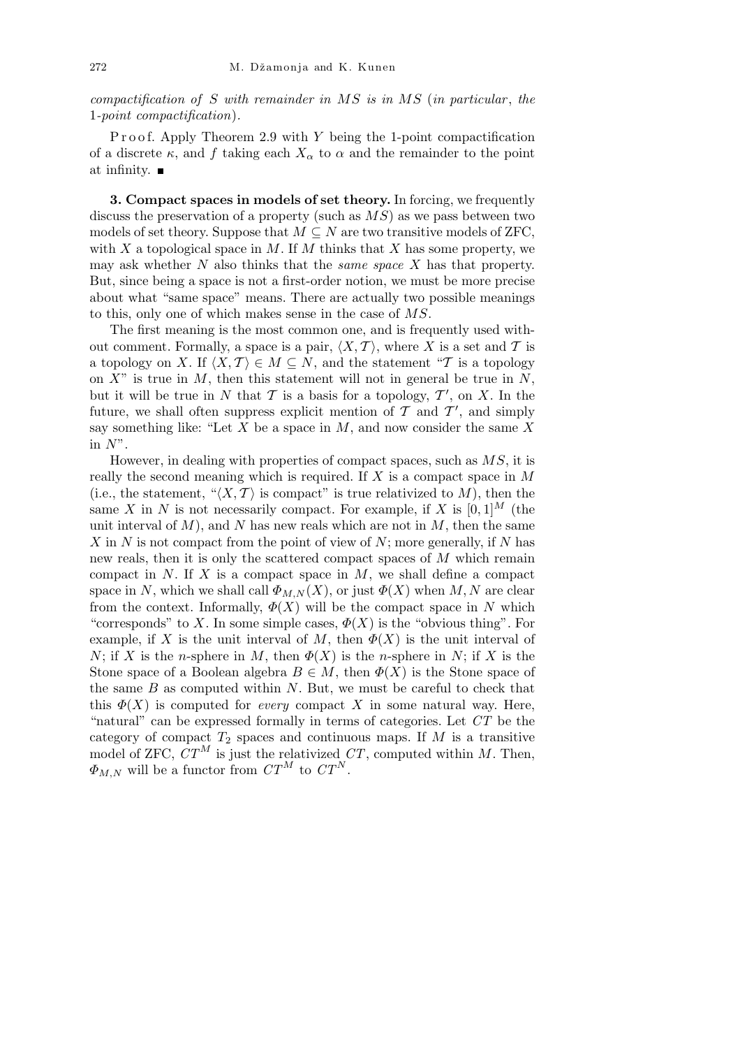*compactification of $S$ with remainder in $MS$ is in $MS$* (*in particular*, *the* 1-*point compactification*).

Proof. Apply Theorem 2.9 with $Y$ being the 1-point compactification of a discrete $\kappa$, and $f$ taking each $X_\alpha$ to $\alpha$ and the remainder to the point at infinity. ■

**3. Compact spaces in models of set theory.** In forcing, we frequently discuss the preservation of a property (such as $MS$) as we pass between two models of set theory. Suppose that $M \subseteq N$ are two transitive models of ZFC, with $X$ a topological space in $M$. If $M$ thinks that $X$ has some property, we may ask whether $N$ also thinks that the *same space* $X$ has that property. But, since being a space is not a first-order notion, we must be more precise about what "same space" means. There are actually two possible meanings to this, only one of which makes sense in the case of $MS$.

The first meaning is the most common one, and is frequently used without comment. Formally, a space is a pair, $\langle X, \mathcal{T}\rangle$, where $X$ is a set and $\mathcal{T}$ is a topology on $X$. If $\langle X, \mathcal{T}\rangle \in M \subseteq N$, and the statement "$\mathcal{T}$ is a topology on $X$" is true in $M$, then this statement will not in general be true in $N$, but it will be true in $N$ that $\mathcal{T}$ is a basis for a topology, $\mathcal{T}'$, on $X$. In the future, we shall often suppress explicit mention of $\mathcal{T}$ and $\mathcal{T}'$, and simply say something like: "Let $X$ be a space in $M$, and now consider the same $X$ in $N$".

However, in dealing with properties of compact spaces, such as $MS$, it is really the second meaning which is required. If $X$ is a compact space in $M$ (i.e., the statement, "$\langle X, \mathcal{T}\rangle$ is compact" is true relativized to $M$), then the same $X$ in $N$ is not necessarily compact. For example, if $X$ is $[0,1]^M$ (the unit interval of $M$), and $N$ has new reals which are not in $M$, then the same $X$ in $N$ is not compact from the point of view of $N$; more generally, if $N$ has new reals, then it is only the scattered compact spaces of $M$ which remain compact in $N$. If $X$ is a compact space in $M$, we shall define a compact space in $N$, which we shall call $\Phi_{M,N}(X)$, or just $\Phi(X)$ when $M, N$ are clear from the context. Informally, $\Phi(X)$ will be the compact space in $N$ which "corresponds" to $X$. In some simple cases, $\Phi(X)$ is the "obvious thing". For example, if $X$ is the unit interval of $M$, then $\Phi(X)$ is the unit interval of $N$; if $X$ is the $n$-sphere in $M$, then $\Phi(X)$ is the $n$-sphere in $N$; if $X$ is the Stone space of a Boolean algebra $B \in M$, then $\Phi(X)$ is the Stone space of the same $B$ as computed within $N$. But, we must be careful to check that this $\Phi(X)$ is computed for *every* compact $X$ in some natural way. Here, "natural" can be expressed formally in terms of categories. Let $CT$ be the category of compact $T_2$ spaces and continuous maps. If $M$ is a transitive model of ZFC, $CT^M$ is just the relativized $CT$, computed within $M$. Then, $\Phi_{M,N}$ will be a functor from $CT^M$ to $CT^N$.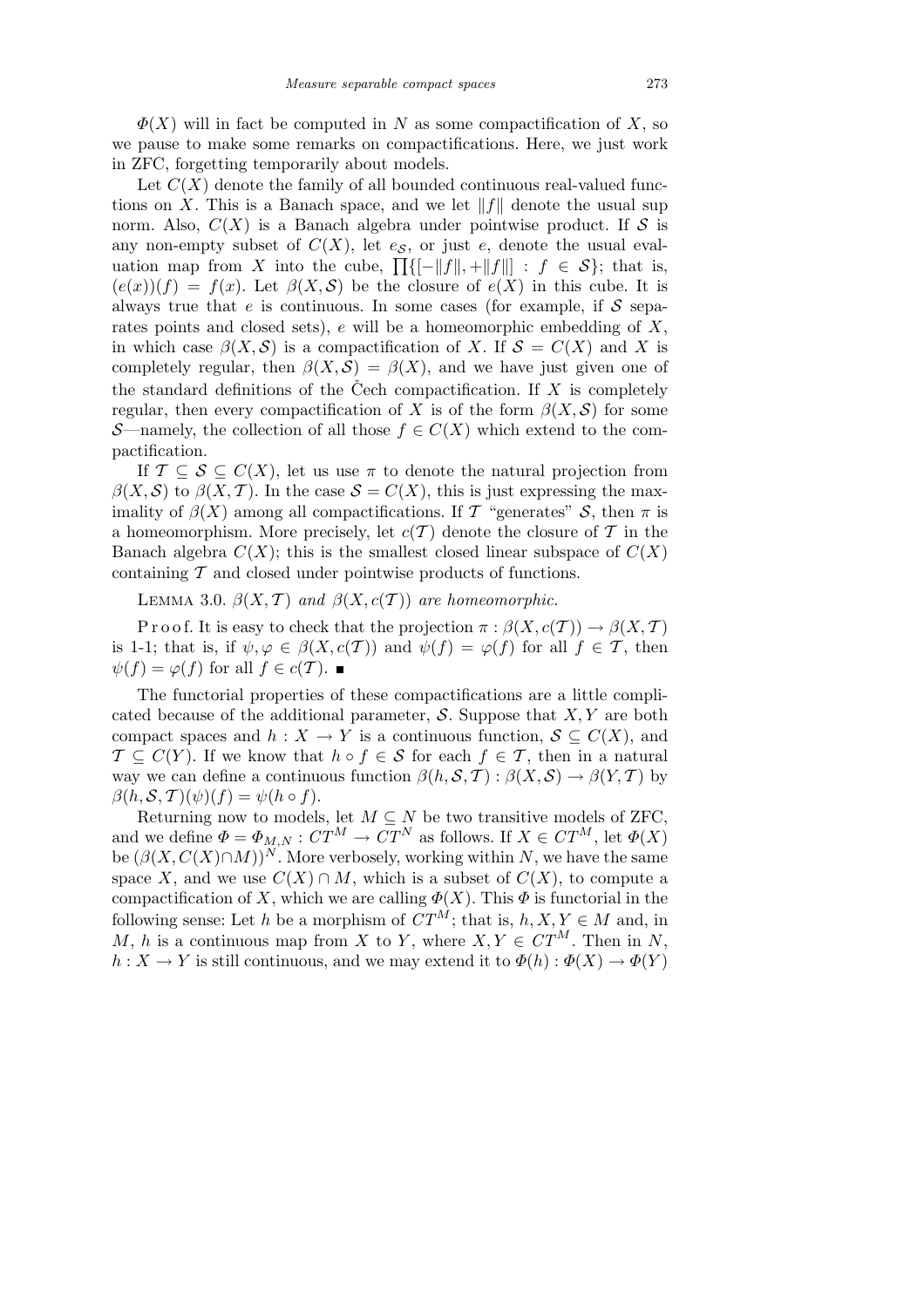$\Phi(X)$ will in fact be computed in $N$ as some compactification of $X$, so we pause to make some remarks on compactifications. Here, we just work in ZFC, forgetting temporarily about models.

Let $C(X)$ denote the family of all bounded continuous real-valued functions on $X$. This is a Banach space, and we let $\|f\|$ denote the usual sup norm. Also, $C(X)$ is a Banach algebra under pointwise product. If $\mathcal{S}$ is any non-empty subset of $C(X)$, let $e_{\mathcal{S}}$, or just $e$, denote the usual evaluation map from $X$ into the cube, $\prod\{[-\|f\|, +\|f\|] : f \in \mathcal{S}\}$; that is, $(e(x))(f) = f(x)$. Let $\beta(X, \mathcal{S})$ be the closure of $e(X)$ in this cube. It is always true that $e$ is continuous. In some cases (for example, if $\mathcal{S}$ separates points and closed sets), $e$ will be a homeomorphic embedding of $X$, in which case $\beta(X, \mathcal{S})$ is a compactification of $X$. If $\mathcal{S} = C(X)$ and $X$ is completely regular, then $\beta(X, \mathcal{S}) = \beta(X)$, and we have just given one of the standard definitions of the Čech compactification. If $X$ is completely regular, then every compactification of $X$ is of the form $\beta(X, \mathcal{S})$ for some $\mathcal{S}$—namely, the collection of all those $f \in C(X)$ which extend to the compactification.

If $\mathcal{T} \subseteq \mathcal{S} \subseteq C(X)$, let us use $\pi$ to denote the natural projection from $\beta(X, \mathcal{S})$ to $\beta(X, \mathcal{T})$. In the case $\mathcal{S} = C(X)$, this is just expressing the maximality of $\beta(X)$ among all compactifications. If $\mathcal{T}$ "generates" $\mathcal{S}$, then $\pi$ is a homeomorphism. More precisely, let $c(\mathcal{T})$ denote the closure of $\mathcal{T}$ in the Banach algebra $C(X)$; this is the smallest closed linear subspace of $C(X)$ containing $\mathcal{T}$ and closed under pointwise products of functions.

Lemma 3.0. *$\beta(X, \mathcal{T})$ and $\beta(X, c(\mathcal{T}))$ are homeomorphic.*

Proof. It is easy to check that the projection $\pi : \beta(X, c(\mathcal{T})) \to \beta(X, \mathcal{T})$ is 1-1; that is, if $\psi, \varphi \in \beta(X, c(\mathcal{T}))$ and $\psi(f) = \varphi(f)$ for all $f \in \mathcal{T}$, then $\psi(f) = \varphi(f)$ for all $f \in c(\mathcal{T})$. ∎

The functorial properties of these compactifications are a little complicated because of the additional parameter, $\mathcal{S}$. Suppose that $X, Y$ are both compact spaces and $h : X \to Y$ is a continuous function, $\mathcal{S} \subseteq C(X)$, and $\mathcal{T} \subseteq C(Y)$. If we know that $h \circ f \in \mathcal{S}$ for each $f \in \mathcal{T}$, then in a natural way we can define a continuous function $\beta(h, \mathcal{S}, \mathcal{T}) : \beta(X, \mathcal{S}) \to \beta(Y, \mathcal{T})$ by $\beta(h, \mathcal{S}, \mathcal{T})(\psi)(f) = \psi(h \circ f)$.

Returning now to models, let $M \subseteq N$ be two transitive models of ZFC, and we define $\Phi = \Phi_{M,N} : CT^M \to CT^N$ as follows. If $X \in CT^M$, let $\Phi(X)$ be $(\beta(X, C(X) \cap M))^N$. More verbosely, working within $N$, we have the same space $X$, and we use $C(X) \cap M$, which is a subset of $C(X)$, to compute a compactification of $X$, which we are calling $\Phi(X)$. This $\Phi$ is functorial in the following sense: Let $h$ be a morphism of $CT^M$; that is, $h, X, Y \in M$ and, in $M$, $h$ is a continuous map from $X$ to $Y$, where $X, Y \in CT^M$. Then in $N$, $h : X \to Y$ is still continuous, and we may extend it to $\Phi(h) : \Phi(X) \to \Phi(Y)$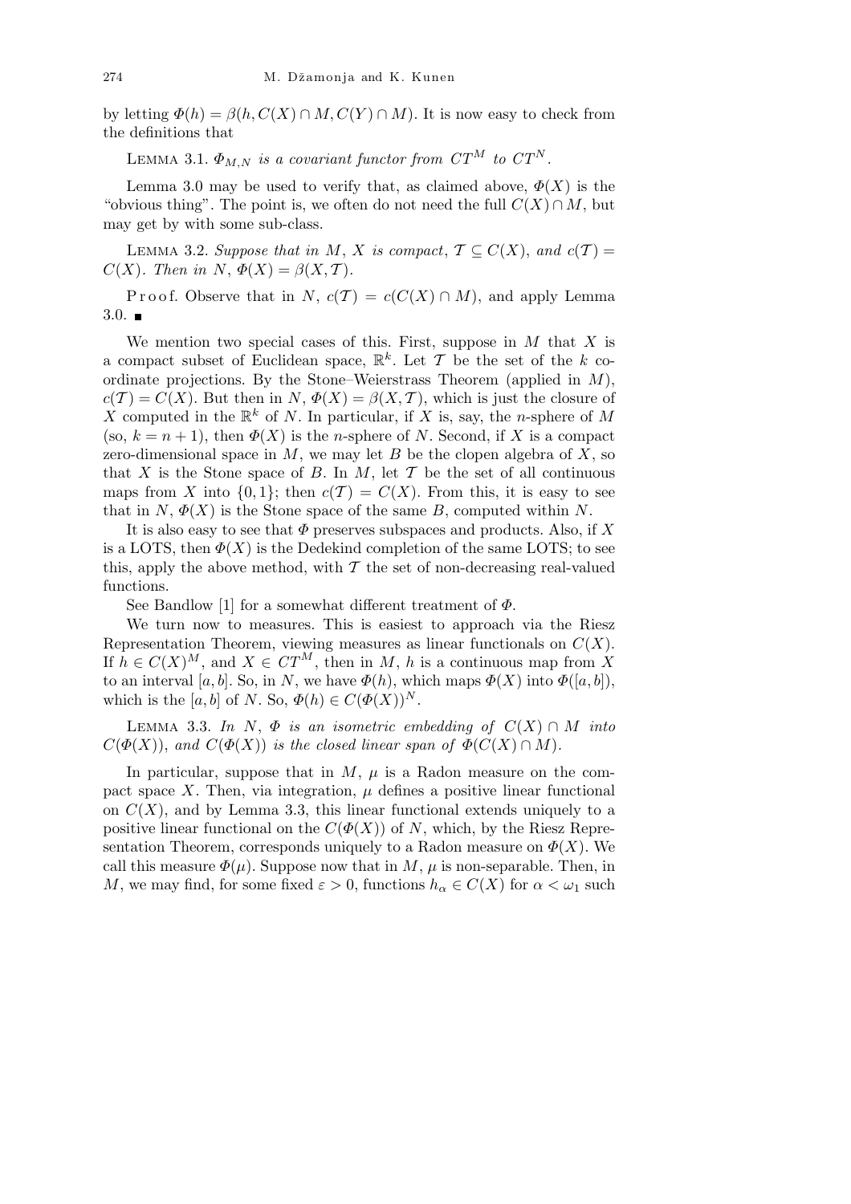by letting $\Phi(h) = \beta(h, C(X) \cap M, C(Y) \cap M)$. It is now easy to check from the definitions that

Lemma 3.1. *$\Phi_{M,N}$ is a covariant functor from $CT^M$ to $CT^N$.*

Lemma 3.0 may be used to verify that, as claimed above, $\Phi(X)$ is the "obvious thing". The point is, we often do not need the full $C(X) \cap M$, but may get by with some sub-class.

Lemma 3.2. *Suppose that in $M$, $X$ is compact, $\mathcal{T} \subseteq C(X)$, and $c(\mathcal{T}) = C(X)$. Then in $N$, $\Phi(X) = \beta(X, \mathcal{T})$.*

Proof. Observe that in $N$, $c(\mathcal{T}) = c(C(X) \cap M)$, and apply Lemma 3.0. ∎

We mention two special cases of this. First, suppose in $M$ that $X$ is a compact subset of Euclidean space, $\mathbb{R}^k$. Let $\mathcal{T}$ be the set of the $k$ coordinate projections. By the Stone–Weierstrass Theorem (applied in $M$), $c(\mathcal{T}) = C(X)$. But then in $N$, $\Phi(X) = \beta(X, \mathcal{T})$, which is just the closure of $X$ computed in the $\mathbb{R}^k$ of $N$. In particular, if $X$ is, say, the $n$-sphere of $M$ (so, $k = n+1$), then $\Phi(X)$ is the $n$-sphere of $N$. Second, if $X$ is a compact zero-dimensional space in $M$, we may let $B$ be the clopen algebra of $X$, so that $X$ is the Stone space of $B$. In $M$, let $\mathcal{T}$ be the set of all continuous maps from $X$ into $\{0, 1\}$; then $c(\mathcal{T}) = C(X)$. From this, it is easy to see that in $N$, $\Phi(X)$ is the Stone space of the same $B$, computed within $N$.

It is also easy to see that $\Phi$ preserves subspaces and products. Also, if $X$ is a LOTS, then $\Phi(X)$ is the Dedekind completion of the same LOTS; to see this, apply the above method, with $\mathcal{T}$ the set of non-decreasing real-valued functions.

See Bandlow [1] for a somewhat different treatment of $\Phi$.

We turn now to measures. This is easiest to approach via the Riesz Representation Theorem, viewing measures as linear functionals on $C(X)$. If $h \in C(X)^M$, and $X \in CT^M$, then in $M$, $h$ is a continuous map from $X$ to an interval $[a, b]$. So, in $N$, we have $\Phi(h)$, which maps $\Phi(X)$ into $\Phi([a, b])$, which is the $[a, b]$ of $N$. So, $\Phi(h) \in C(\Phi(X))^N$.

Lemma 3.3. *In $N$, $\Phi$ is an isometric embedding of $C(X) \cap M$ into $C(\Phi(X))$, and $C(\Phi(X))$ is the closed linear span of $\Phi(C(X) \cap M)$.*

In particular, suppose that in $M$, $\mu$ is a Radon measure on the compact space $X$. Then, via integration, $\mu$ defines a positive linear functional on $C(X)$, and by Lemma 3.3, this linear functional extends uniquely to a positive linear functional on the $C(\Phi(X))$ of $N$, which, by the Riesz Representation Theorem, corresponds uniquely to a Radon measure on $\Phi(X)$. We call this measure $\Phi(\mu)$. Suppose now that in $M$, $\mu$ is non-separable. Then, in $M$, we may find, for some fixed $\varepsilon > 0$, functions $h_\alpha \in C(X)$ for $\alpha < \omega_1$ such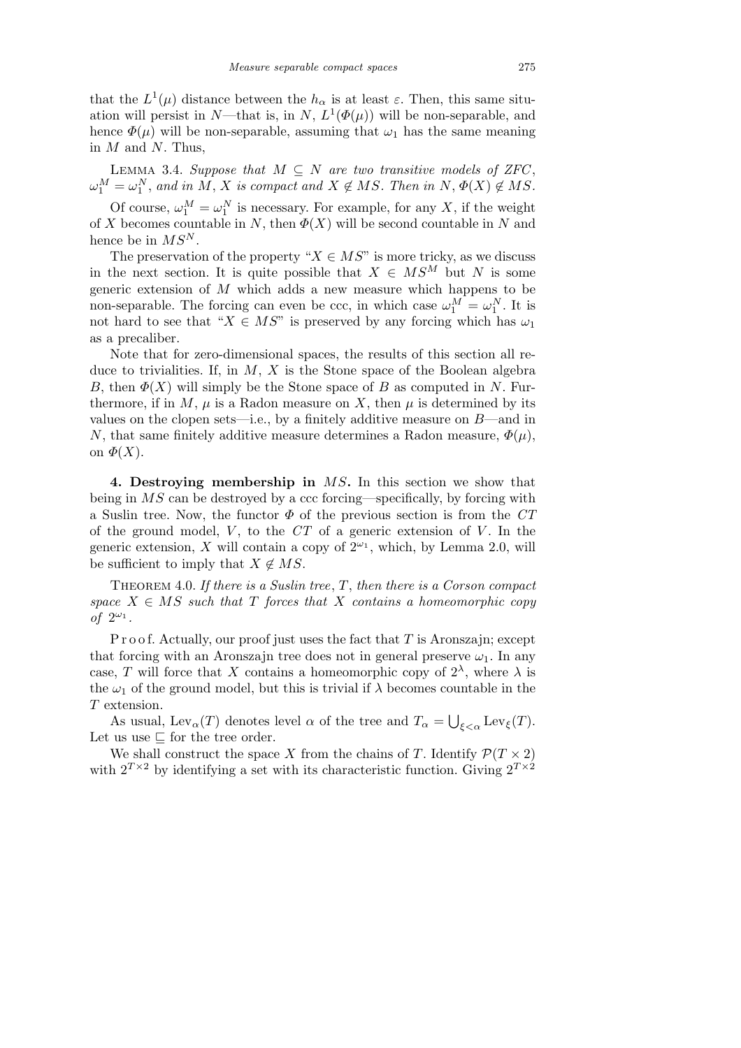that the $L^1(\mu)$ distance between the $h_\alpha$ is at least $\varepsilon$. Then, this same situation will persist in $N$—that is, in $N$, $L^1(\Phi(\mu))$ will be non-separable, and hence $\Phi(\mu)$ will be non-separable, assuming that $\omega_1$ has the same meaning in $M$ and $N$. Thus,

LEMMA 3.4. *Suppose that $M \subseteq N$ are two transitive models of ZFC, $\omega_1^M = \omega_1^N$, and in $M$, $X$ is compact and $X \notin MS$. Then in $N$, $\Phi(X) \notin MS$.*

Of course, $\omega_1^M = \omega_1^N$ is necessary. For example, for any $X$, if the weight of $X$ becomes countable in $N$, then $\Phi(X)$ will be second countable in $N$ and hence be in $MS^N$.

The preservation of the property "$X \in MS$" is more tricky, as we discuss in the next section. It is quite possible that $X \in MS^M$ but $N$ is some generic extension of $M$ which adds a new measure which happens to be non-separable. The forcing can even be ccc, in which case $\omega_1^M = \omega_1^N$. It is not hard to see that "$X \in MS$" is preserved by any forcing which has $\omega_1$ as a precaliber.

Note that for zero-dimensional spaces, the results of this section all reduce to trivialities. If, in $M$, $X$ is the Stone space of the Boolean algebra $B$, then $\Phi(X)$ will simply be the Stone space of $B$ as computed in $N$. Furthermore, if in $M$, $\mu$ is a Radon measure on $X$, then $\mu$ is determined by its values on the clopen sets—i.e., by a finitely additive measure on $B$—and in $N$, that same finitely additive measure determines a Radon measure, $\Phi(\mu)$, on $\Phi(X)$.

## 4. Destroying membership in $MS$.

In this section we show that being in $MS$ can be destroyed by a ccc forcing—specifically, by forcing with a Suslin tree. Now, the functor $\Phi$ of the previous section is from the $CT$ of the ground model, $V$, to the $CT$ of a generic extension of $V$. In the generic extension, $X$ will contain a copy of $2^{\omega_1}$, which, by Lemma 2.0, will be sufficient to imply that $X \notin MS$.

THEOREM 4.0. *If there is a Suslin tree, $T$, then there is a Corson compact space $X \in MS$ such that $T$ forces that $X$ contains a homeomorphic copy of $2^{\omega_1}$.*

Proof. Actually, our proof just uses the fact that $T$ is Aronszajn; except that forcing with an Aronszajn tree does not in general preserve $\omega_1$. In any case, $T$ will force that $X$ contains a homeomorphic copy of $2^\lambda$, where $\lambda$ is the $\omega_1$ of the ground model, but this is trivial if $\lambda$ becomes countable in the $T$ extension.

As usual, $\mathrm{Lev}_\alpha(T)$ denotes level $\alpha$ of the tree and $T_\alpha = \bigcup_{\xi<\alpha} \mathrm{Lev}_\xi(T)$. Let us use $\sqsubseteq$ for the tree order.

We shall construct the space $X$ from the chains of $T$. Identify $\mathcal{P}(T \times 2)$ with $2^{T\times 2}$ by identifying a set with its characteristic function. Giving $2^{T\times 2}$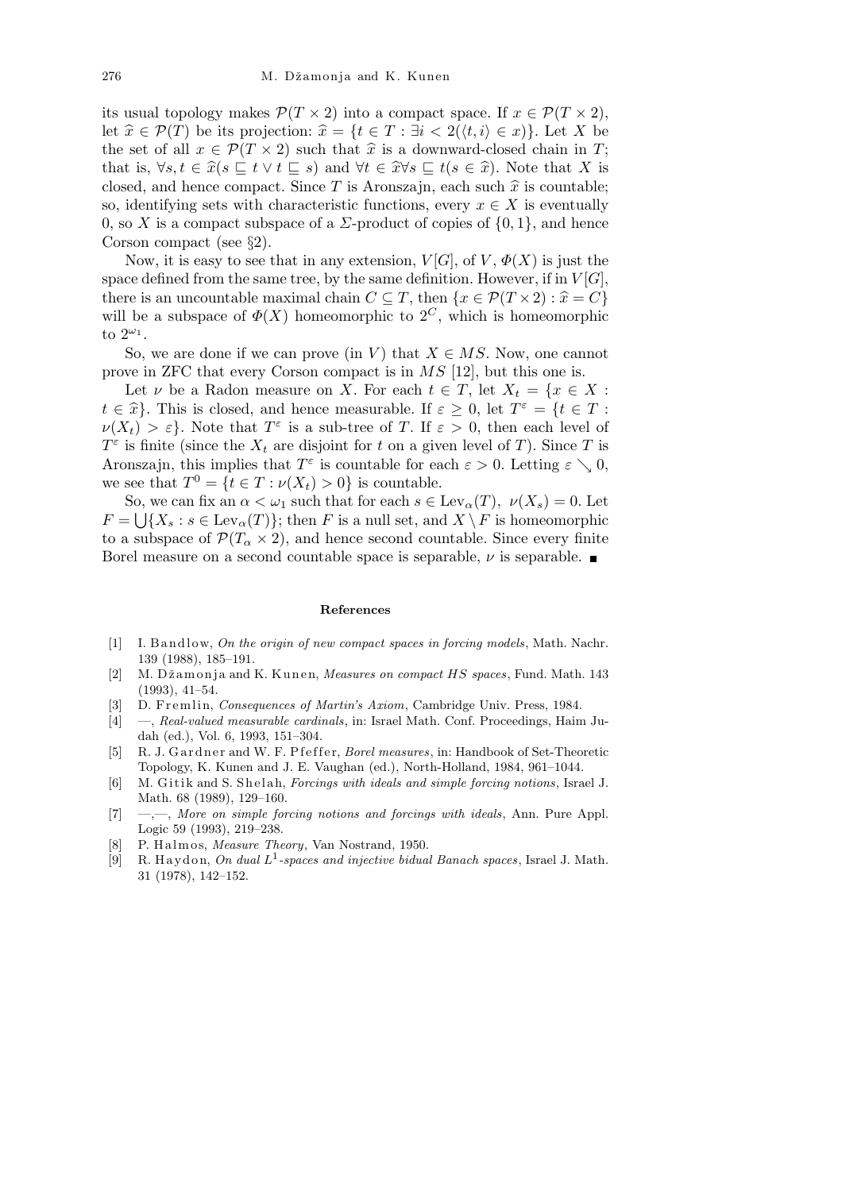its usual topology makes $\mathcal{P}(T \times 2)$ into a compact space. If $x \in \mathcal{P}(T \times 2)$, let $\widehat{x} \in \mathcal{P}(T)$ be its projection: $\widehat{x} = \{t \in T : \exists i < 2(\langle t, i\rangle \in x)\}$. Let $X$ be the set of all $x \in \mathcal{P}(T \times 2)$ such that $\widehat{x}$ is a downward-closed chain in $T$; that is, $\forall s, t \in \widehat{x}(s \sqsubseteq t \vee t \sqsubseteq s)$ and $\forall t \in \widehat{x} \forall s \sqsubseteq t(s \in \widehat{x})$. Note that $X$ is closed, and hence compact. Since $T$ is Aronszajn, each such $\widehat{x}$ is countable; so, identifying sets with characteristic functions, every $x \in X$ is eventually 0, so $X$ is a compact subspace of a $\Sigma$-product of copies of $\{0, 1\}$, and hence Corson compact (see §2).

Now, it is easy to see that in any extension, $V[G]$, of $V$, $\Phi(X)$ is just the space defined from the same tree, by the same definition. However, if in $V[G]$, there is an uncountable maximal chain $C \subseteq T$, then $\{x \in \mathcal{P}(T \times 2) : \widehat{x} = C\}$ will be a subspace of $\Phi(X)$ homeomorphic to $2^C$, which is homeomorphic to $2^{\omega_1}$.

So, we are done if we can prove (in $V$) that $X \in MS$. Now, one cannot prove in ZFC that every Corson compact is in $MS$ [12], but this one is.

Let $\nu$ be a Radon measure on $X$. For each $t \in T$, let $X_t = \{x \in X : t \in \widehat{x}\}$. This is closed, and hence measurable. If $\varepsilon \geq 0$, let $T^\varepsilon = \{t \in T : \nu(X_t) > \varepsilon\}$. Note that $T^\varepsilon$ is a sub-tree of $T$. If $\varepsilon > 0$, then each level of $T^\varepsilon$ is finite (since the $X_t$ are disjoint for $t$ on a given level of $T$). Since $T$ is Aronszajn, this implies that $T^\varepsilon$ is countable for each $\varepsilon > 0$. Letting $\varepsilon \searrow 0$, we see that $T^0 = \{t \in T : \nu(X_t) > 0\}$ is countable.

So, we can fix an $\alpha < \omega_1$ such that for each $s \in \mathrm{Lev}_\alpha(T)$, $\nu(X_s) = 0$. Let $F = \bigcup\{X_s : s \in \mathrm{Lev}_\alpha(T)\}$; then $F$ is a null set, and $X \setminus F$ is homeomorphic to a subspace of $\mathcal{P}(T_\alpha \times 2)$, and hence second countable. Since every finite Borel measure on a second countable space is separable, $\nu$ is separable. ∎

## References

[1] I. Bandlow, *On the origin of new compact spaces in forcing models*, Math. Nachr. 139 (1988), 185–191.

[2] M. Džamonja and K. Kunen, *Measures on compact HS spaces*, Fund. Math. 143 (1993), 41–54.

[3] D. Fremlin, *Consequences of Martin's Axiom*, Cambridge Univ. Press, 1984.

[4] —, *Real-valued measurable cardinals*, in: Israel Math. Conf. Proceedings, Haim Judah (ed.), Vol. 6, 1993, 151–304.

[5] R. J. Gardner and W. F. Pfeffer, *Borel measures*, in: Handbook of Set-Theoretic Topology, K. Kunen and J. E. Vaughan (ed.), North-Holland, 1984, 961–1044.

[6] M. Gitik and S. Shelah, *Forcings with ideals and simple forcing notions*, Israel J. Math. 68 (1989), 129–160.

[7] —,—, *More on simple forcing notions and forcings with ideals*, Ann. Pure Appl. Logic 59 (1993), 219–238.

[8] P. Halmos, *Measure Theory*, Van Nostrand, 1950.

[9] R. Haydon, *On dual $L^1$-spaces and injective bidual Banach spaces*, Israel J. Math. 31 (1978), 142–152.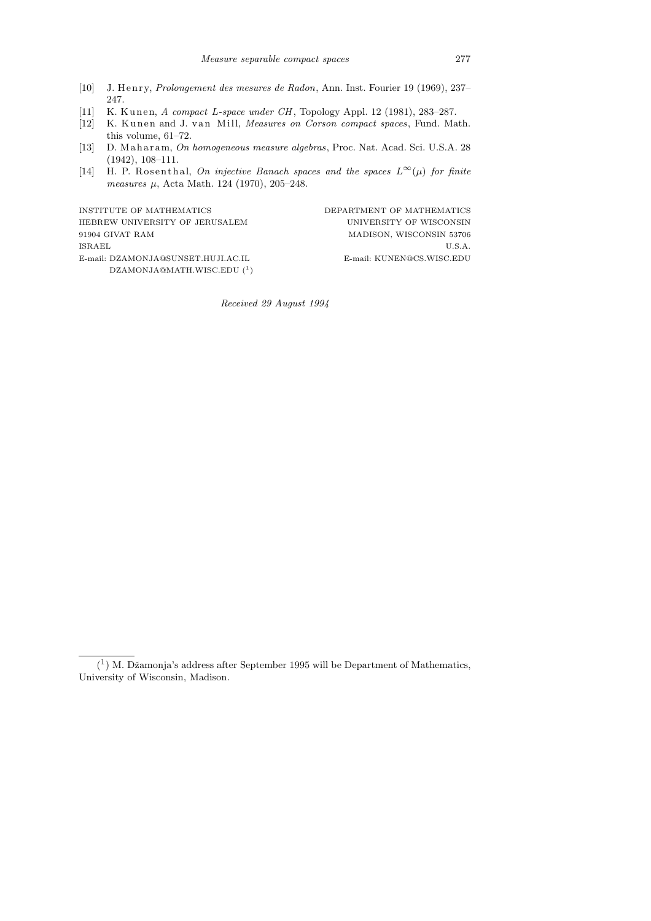[10] J. Henry, *Prolongement des mesures de Radon*, Ann. Inst. Fourier 19 (1969), 237–247.

[11] K. Kunen, *A compact L-space under CH*, Topology Appl. 12 (1981), 283–287.

[12] K. Kunen and J. van Mill, *Measures on Corson compact spaces*, Fund. Math. this volume, 61–72.

[13] D. Maharam, *On homogeneous measure algebras*, Proc. Nat. Acad. Sci. U.S.A. 28 (1942), 108–111.

[14] H. P. Rosenthal, *On injective Banach spaces and the spaces $L^\infty(\mu)$ for finite measures $\mu$*, Acta Math. 124 (1970), 205–248.

INSTITUTE OF MATHEMATICS
HEBREW UNIVERSITY OF JERUSALEM
91904 GIVAT RAM
ISRAEL
E-mail: DZAMONJA@SUNSET.HUJI.AC.IL
DZAMONJA@MATH.WISC.EDU [1]

DEPARTMENT OF MATHEMATICS
UNIVERSITY OF WISCONSIN
MADISON, WISCONSIN 53706
U.S.A.
E-mail: KUNEN@CS.WISC.EDU

*Received 29 August 1994*

[1] M. Džamonja's address after September 1995 will be Department of Mathematics, University of Wisconsin, Madison.